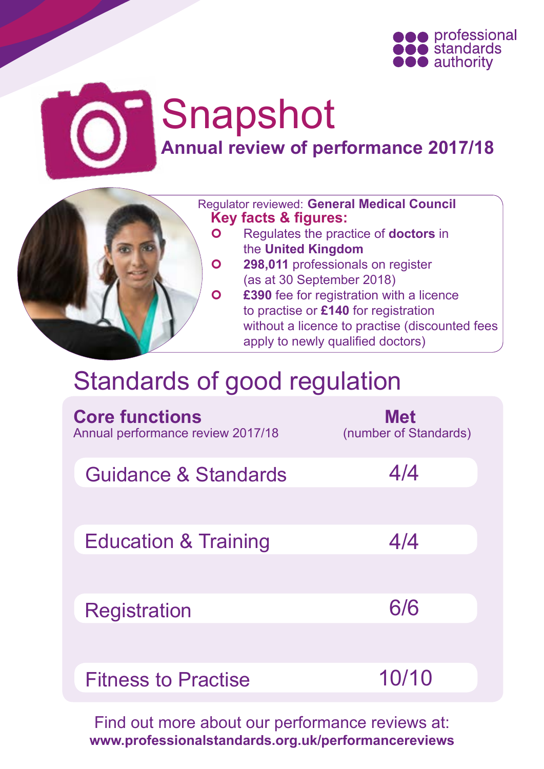professional standards authority

# Snapshot

## Annual review of performance 2017/18

Regulator reviewed: **General Medical Council**

**Key facts & figures:**

- Regulates the practice of **doctors** in the **United Kingdom**
- **298,011** professionals on register (as at 30 September 2018)
- **£390** fee for registration with a licence to practise or **£140** for registration without a licence to practise (discounted fees apply to newly qualified doctors)

# Standards of good regulation

| **Core functions** Annual performance review 2017/18 | **Met** (number of Standards) |
|---|---|
| Guidance & Standards | 4/4 |
| Education & Training | 4/4 |
| Registration | 6/6 |
| Fitness to Practise | 10/10 |

Find out more about our performance reviews at:
**www.professionalstandards.org.uk/performancereviews**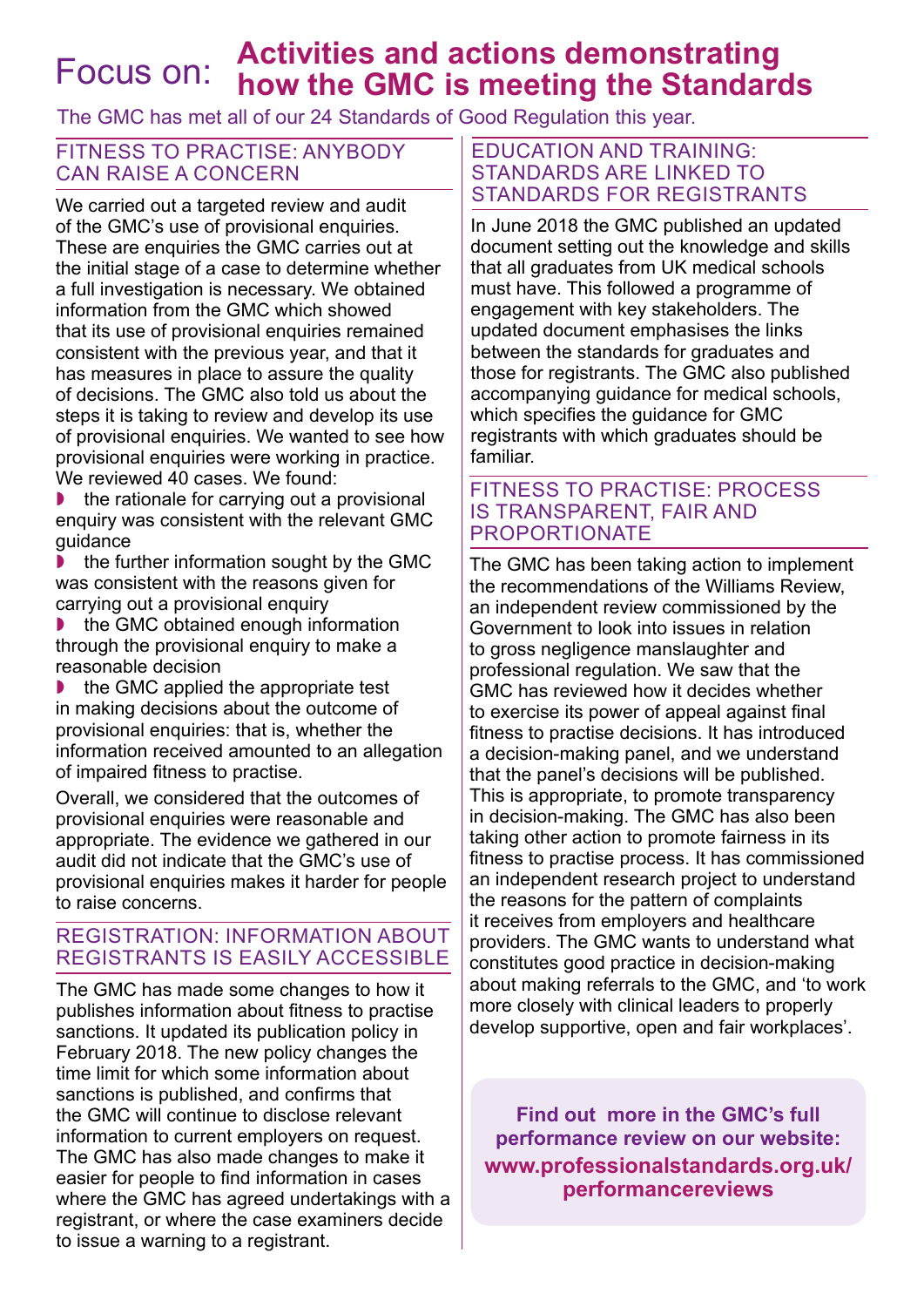# Focus on: Activities and actions demonstrating how the GMC is meeting the Standards

The GMC has met all of our 24 Standards of Good Regulation this year.

## FITNESS TO PRACTISE: ANYBODY CAN RAISE A CONCERN

We carried out a targeted review and audit of the GMC's use of provisional enquiries. These are enquiries the GMC carries out at the initial stage of a case to determine whether a full investigation is necessary. We obtained information from the GMC which showed that its use of provisional enquiries remained consistent with the previous year, and that it has measures in place to assure the quality of decisions. The GMC also told us about the steps it is taking to review and develop its use of provisional enquiries. We wanted to see how provisional enquiries were working in practice. We reviewed 40 cases. We found:

- the rationale for carrying out a provisional enquiry was consistent with the relevant GMC guidance
- the further information sought by the GMC was consistent with the reasons given for carrying out a provisional enquiry
- the GMC obtained enough information through the provisional enquiry to make a reasonable decision
- the GMC applied the appropriate test in making decisions about the outcome of provisional enquiries: that is, whether the information received amounted to an allegation of impaired fitness to practise.

Overall, we considered that the outcomes of provisional enquiries were reasonable and appropriate. The evidence we gathered in our audit did not indicate that the GMC's use of provisional enquiries makes it harder for people to raise concerns.

## REGISTRATION: INFORMATION ABOUT REGISTRANTS IS EASILY ACCESSIBLE

The GMC has made some changes to how it publishes information about fitness to practise sanctions. It updated its publication policy in February 2018. The new policy changes the time limit for which some information about sanctions is published, and confirms that the GMC will continue to disclose relevant information to current employers on request. The GMC has also made changes to make it easier for people to find information in cases where the GMC has agreed undertakings with a registrant, or where the case examiners decide to issue a warning to a registrant.

## EDUCATION AND TRAINING: STANDARDS ARE LINKED TO STANDARDS FOR REGISTRANTS

In June 2018 the GMC published an updated document setting out the knowledge and skills that all graduates from UK medical schools must have. This followed a programme of engagement with key stakeholders. The updated document emphasises the links between the standards for graduates and those for registrants. The GMC also published accompanying guidance for medical schools, which specifies the guidance for GMC registrants with which graduates should be familiar.

## FITNESS TO PRACTISE: PROCESS IS TRANSPARENT, FAIR AND PROPORTIONATE

The GMC has been taking action to implement the recommendations of the Williams Review, an independent review commissioned by the Government to look into issues in relation to gross negligence manslaughter and professional regulation. We saw that the GMC has reviewed how it decides whether to exercise its power of appeal against final fitness to practise decisions. It has introduced a decision-making panel, and we understand that the panel's decisions will be published. This is appropriate, to promote transparency in decision-making. The GMC has also been taking other action to promote fairness in its fitness to practise process. It has commissioned an independent research project to understand the reasons for the pattern of complaints it receives from employers and healthcare providers. The GMC wants to understand what constitutes good practice in decision-making about making referrals to the GMC, and 'to work more closely with clinical leaders to properly develop supportive, open and fair workplaces'.

**Find out more in the GMC's full performance review on our website: www.professionalstandards.org.uk/performancereviews**